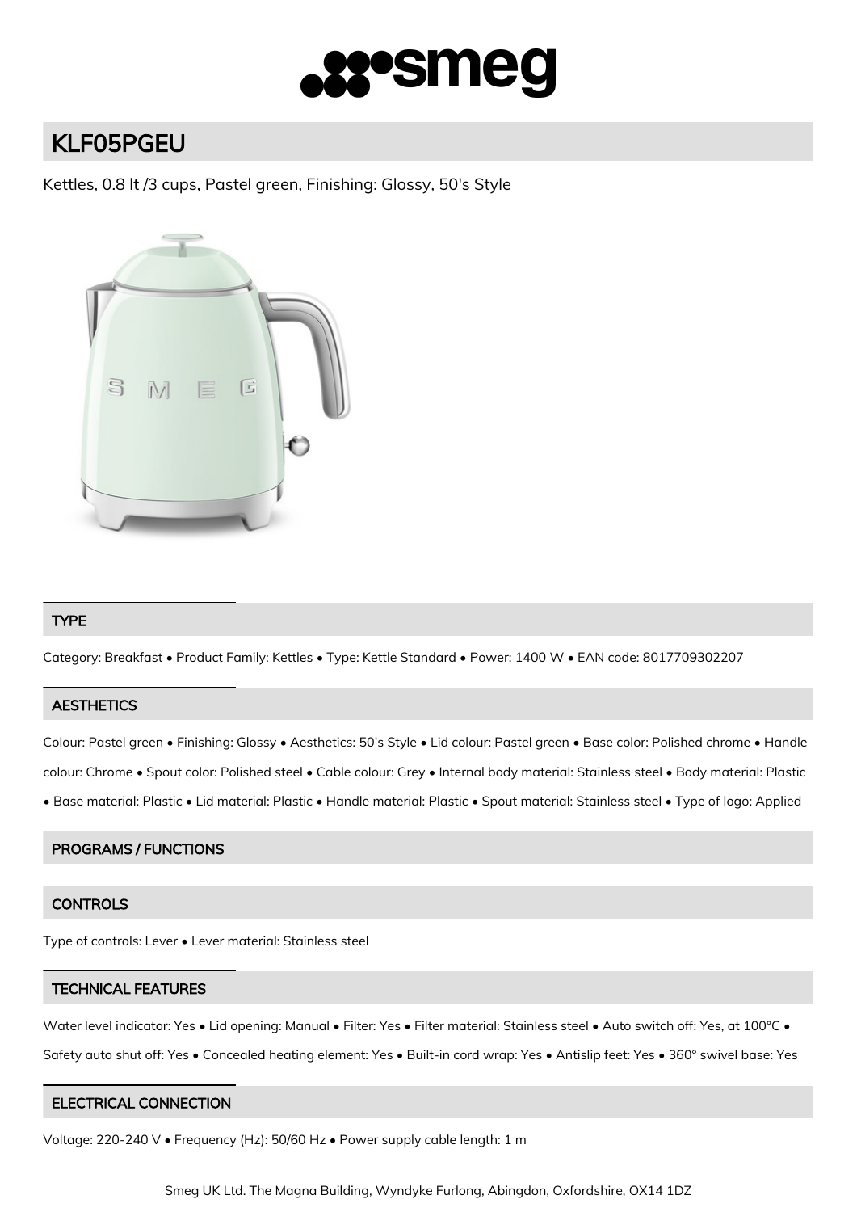# KLF05PGEU

Kettles, 0.8 lt /3 cups, Pastel green, Finishing: Glossy, 50's Style

## TYPE

Category: Breakfast • Product Family: Kettles • Type: Kettle Standard • Power: 1400 W • EAN code: 8017709302207

## AESTHETICS

Colour: Pastel green • Finishing: Glossy • Aesthetics: 50's Style • Lid colour: Pastel green • Base color: Polished chrome • Handle colour: Chrome • Spout color: Polished steel • Cable colour: Grey • Internal body material: Stainless steel • Body material: Plastic • Base material: Plastic • Lid material: Plastic • Handle material: Plastic • Spout material: Stainless steel • Type of logo: Applied

## PROGRAMS / FUNCTIONS

## CONTROLS

Type of controls: Lever • Lever material: Stainless steel

## TECHNICAL FEATURES

Water level indicator: Yes • Lid opening: Manual • Filter: Yes • Filter material: Stainless steel • Auto switch off: Yes, at 100°C • Safety auto shut off: Yes • Concealed heating element: Yes • Built-in cord wrap: Yes • Antislip feet: Yes • 360° swivel base: Yes

## ELECTRICAL CONNECTION

Voltage: 220-240 V • Frequency (Hz): 50/60 Hz • Power supply cable length: 1 m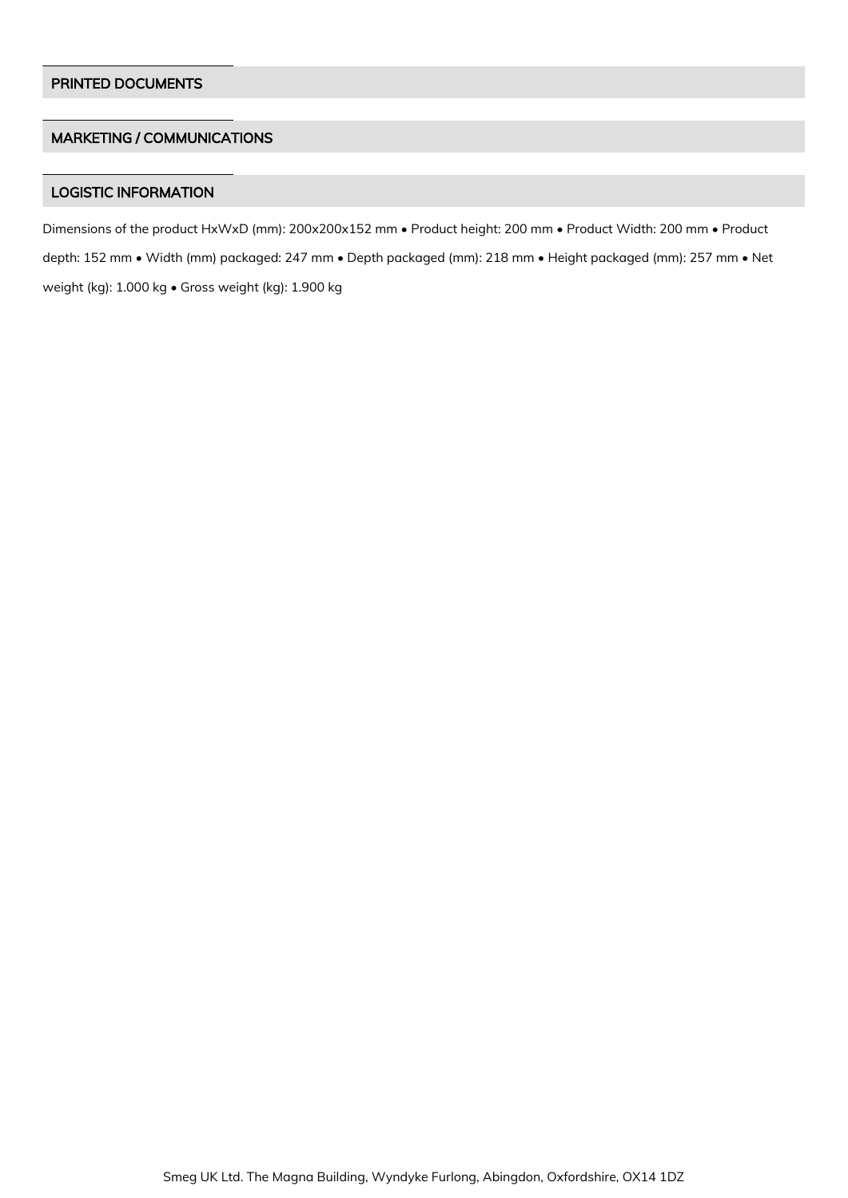## PRINTED DOCUMENTS

## MARKETING / COMMUNICATIONS

## LOGISTIC INFORMATION

Dimensions of the product HxWxD (mm): 200x200x152 mm • Product height: 200 mm • Product Width: 200 mm • Product depth: 152 mm • Width (mm) packaged: 247 mm • Depth packaged (mm): 218 mm • Height packaged (mm): 257 mm • Net weight (kg): 1.000 kg • Gross weight (kg): 1.900 kg

Smeg UK Ltd. The Magna Building, Wyndyke Furlong, Abingdon, Oxfordshire, OX14 1DZ